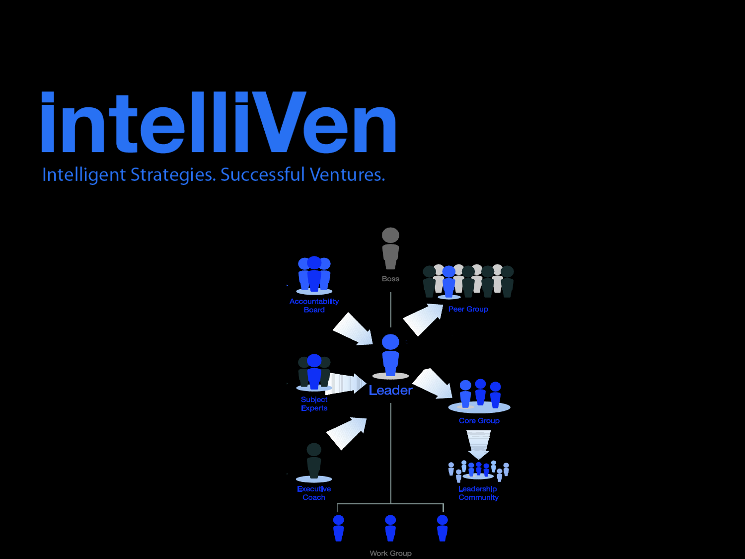# intelliVen

Intelligent Strategies. Successful Ventures.

Boss

Accountability Board

Peer Group

Leader

Subject Experts

Core Group

Leadership Community

Executive Coach

Work Group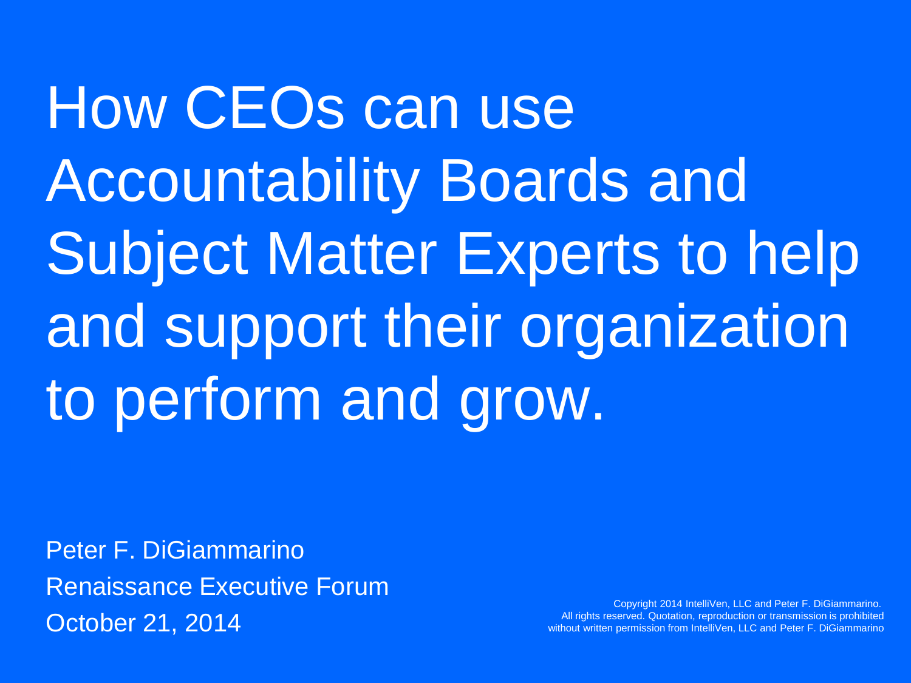# How CEOs can use Accountability Boards and Subject Matter Experts to help and support their organization to perform and grow.

Peter F. DiGiammarino

Renaissance Executive Forum

October 21, 2014

Copyright 2014 IntelliVen, LLC and Peter F. DiGiammarino. All rights reserved. Quotation, reproduction or transmission is prohibited without written permission from IntelliVen, LLC and Peter F. DiGiammarino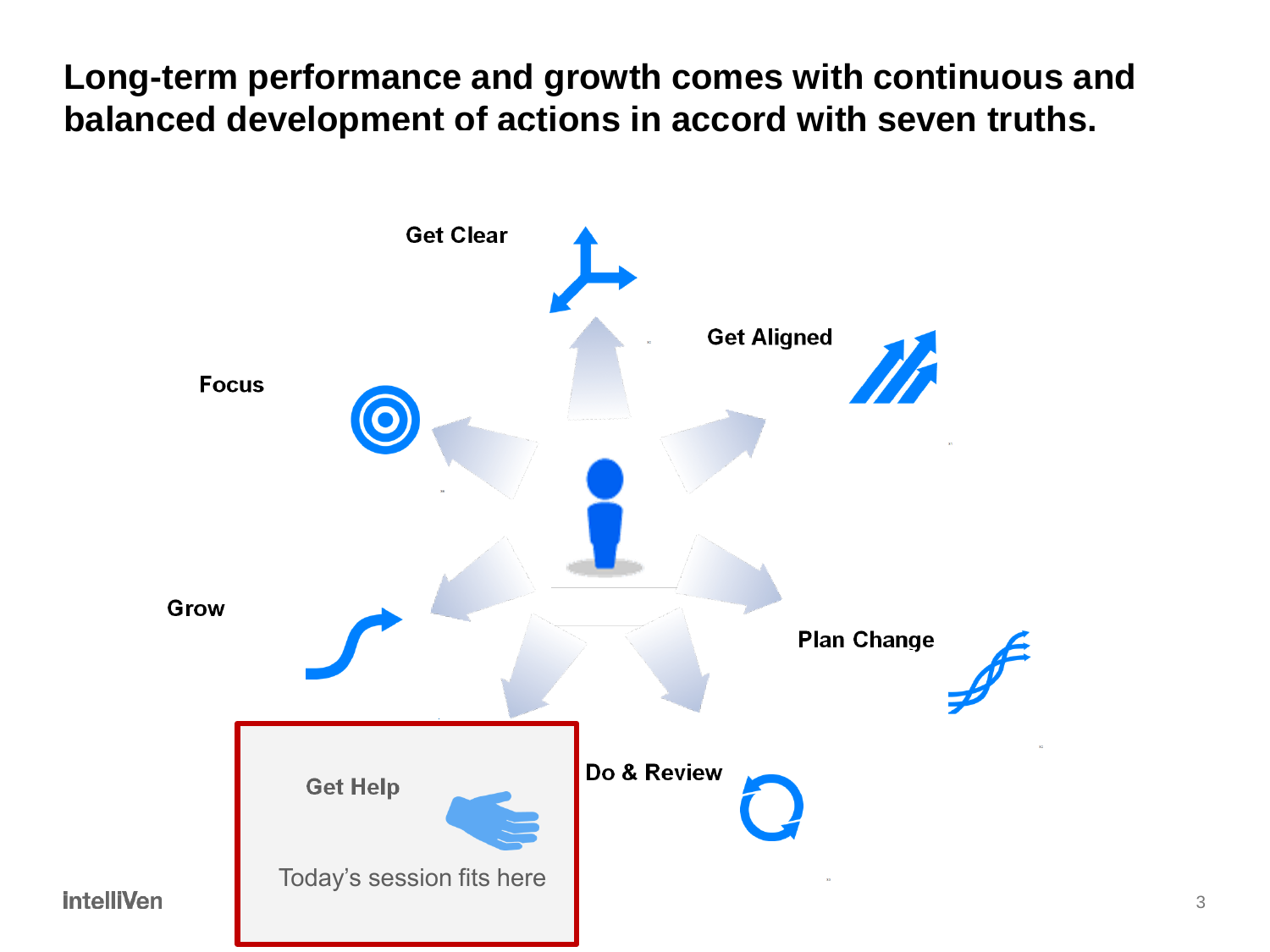# Long-term performance and growth comes with continuous and balanced development of actions in accord with seven truths.

- Get Clear
- Get Aligned
- Plan Change
- Do & Review
- Get Help
- Grow
- Focus

**Get Help**

Today's session fits here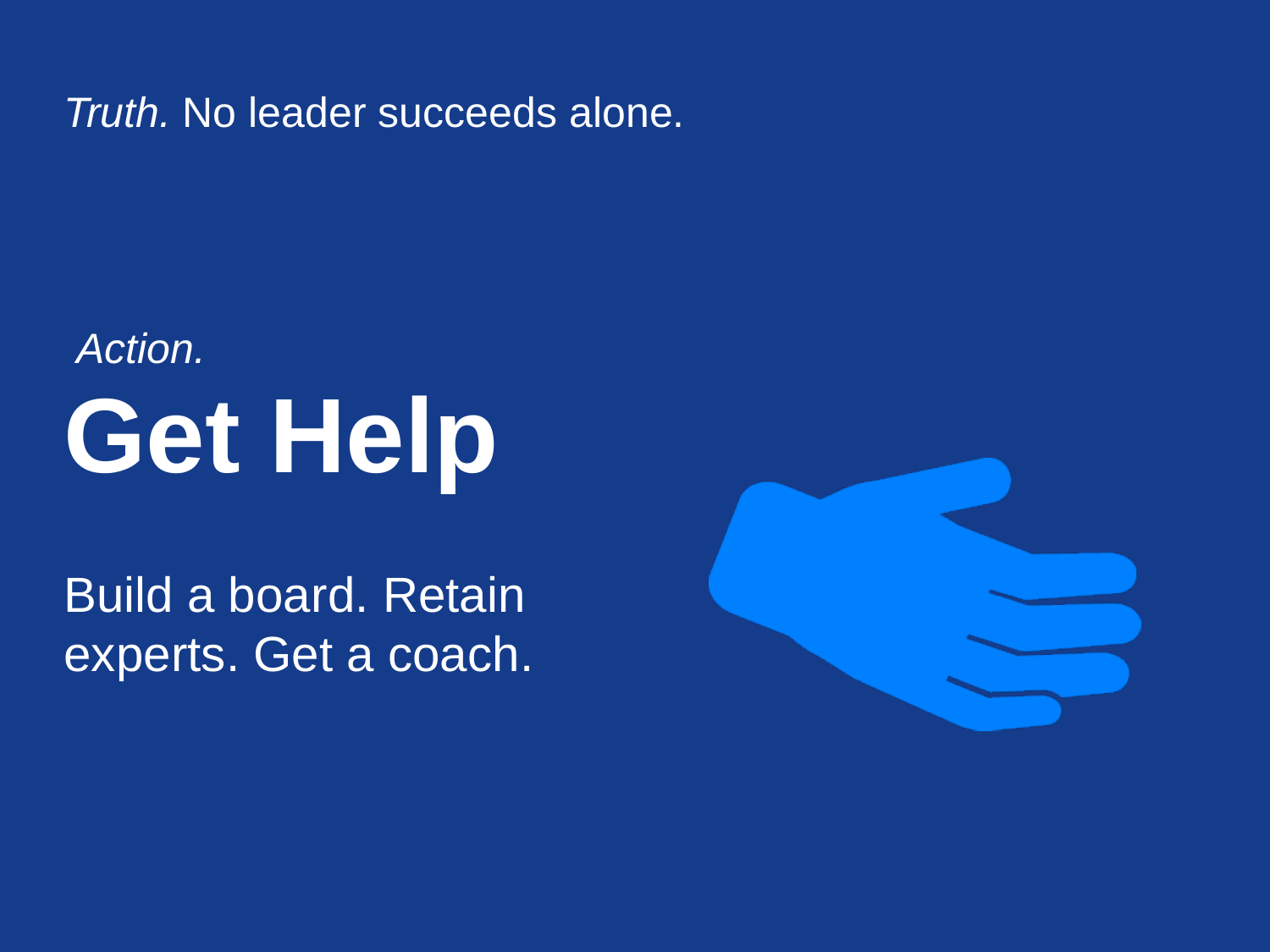*Truth.* No leader succeeds alone.

*Action.*

# Get Help

Build a board. Retain experts. Get a coach.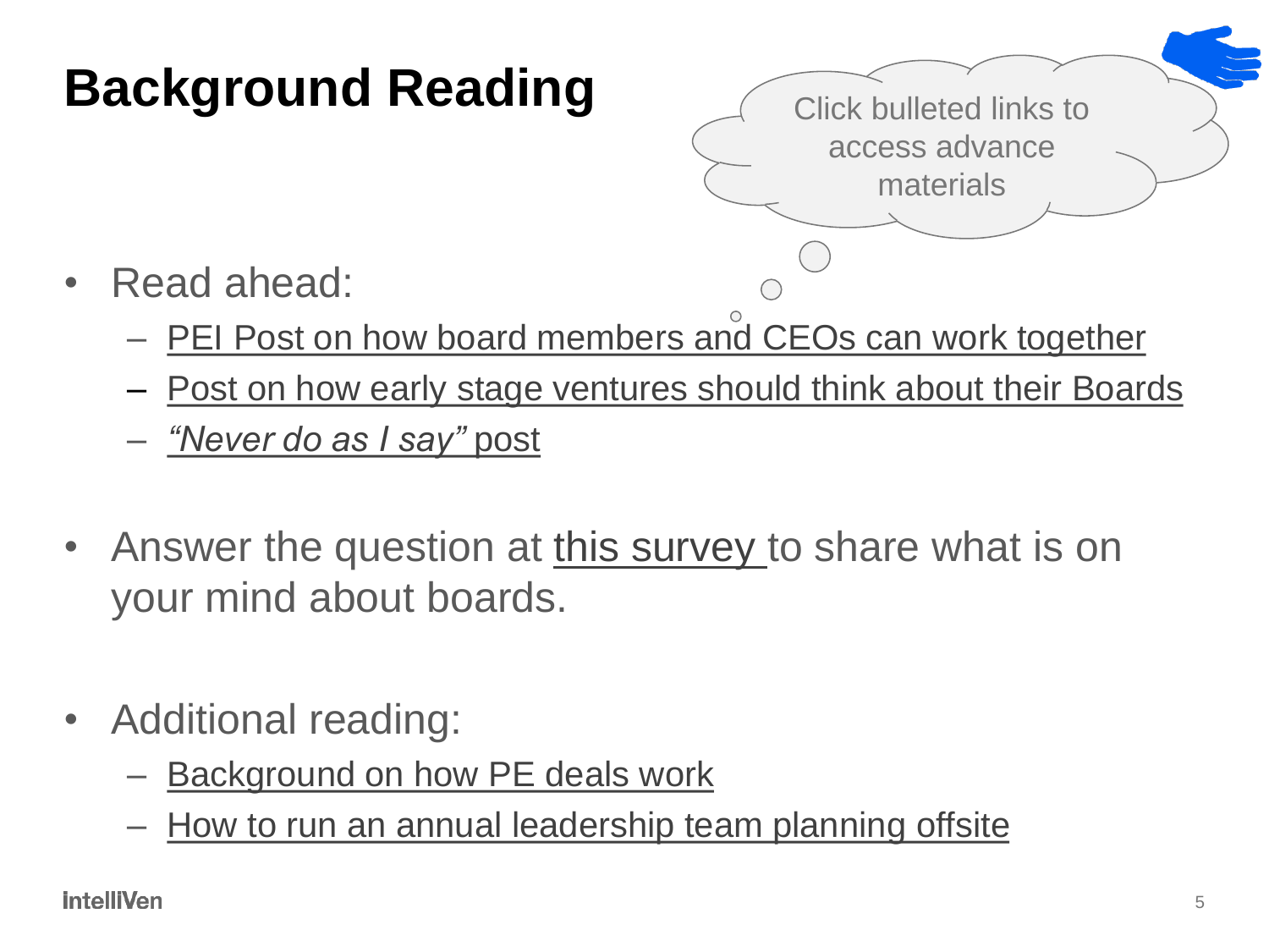# Background Reading

Click bulleted links to access advance materials

- Read ahead:
  - PEI Post on how board members and CEOs can work together
  - Post on how early stage ventures should think about their Boards
  - *"Never do as I say"* post

- Answer the question at this survey to share what is on your mind about boards.

- Additional reading:
  - Background on how PE deals work
  - How to run an annual leadership team planning offsite

IntelliVen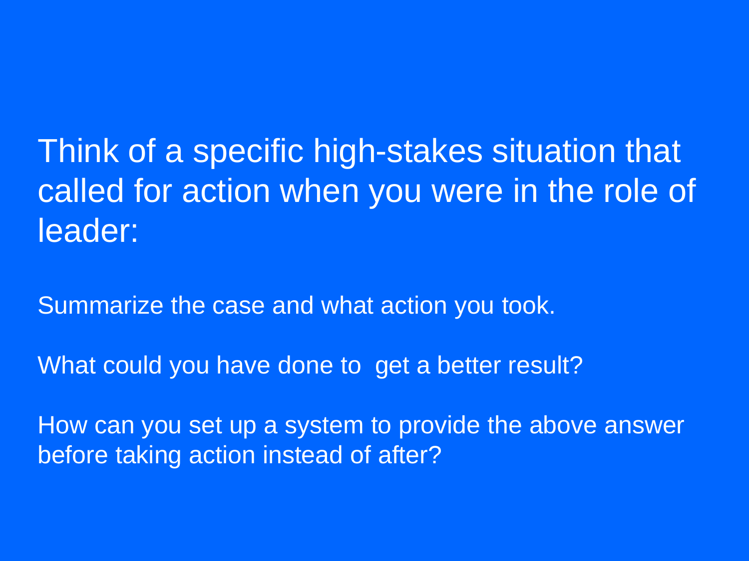Think of a specific high-stakes situation that called for action when you were in the role of leader:

Summarize the case and what action you took.

What could you have done to get a better result?

How can you set up a system to provide the above answer before taking action instead of after?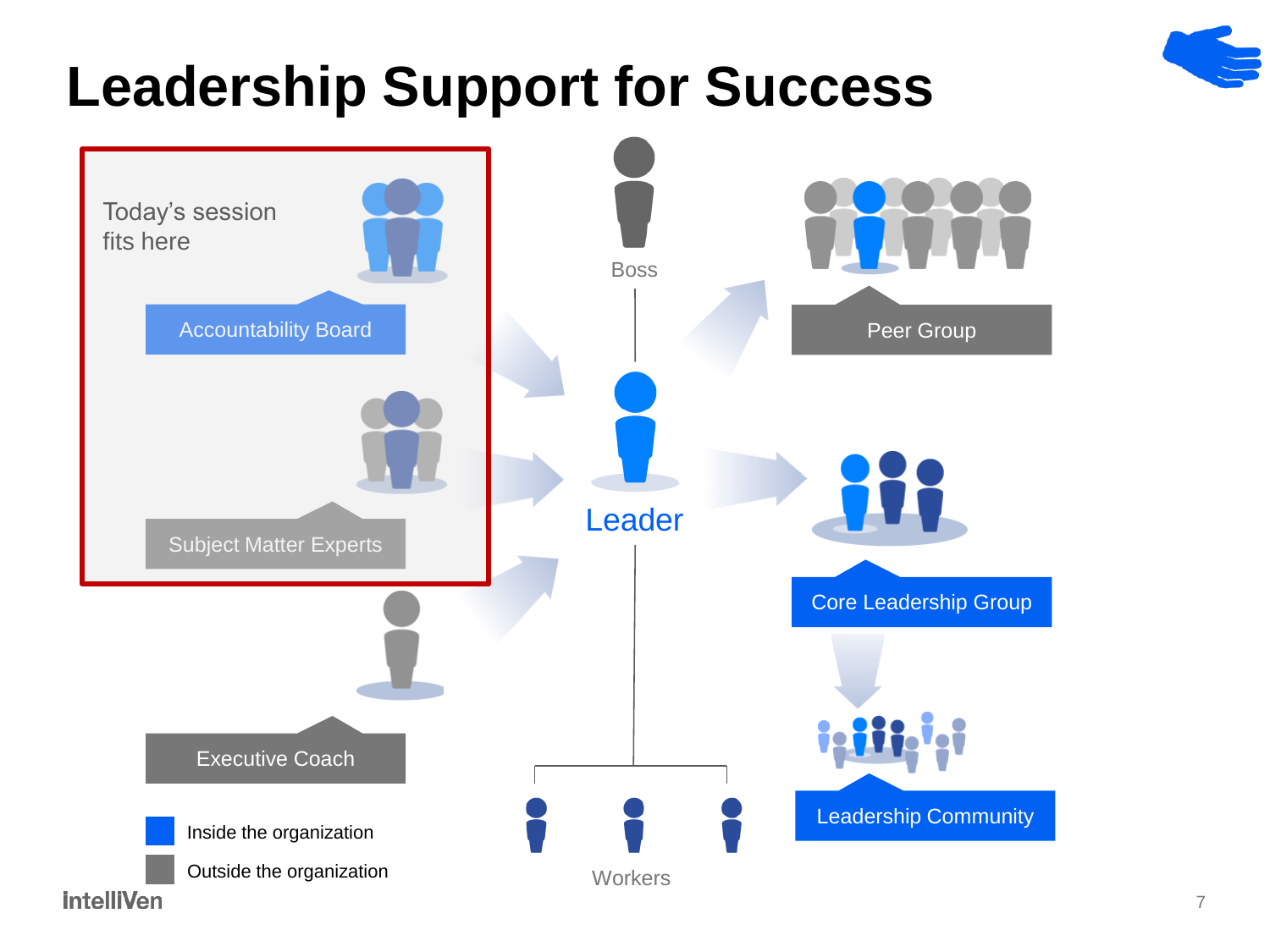# Leadership Support for Success

Today's session fits here

Accountability Board

Subject Matter Experts

Executive Coach

Boss

Leader

Peer Group

Core Leadership Group

Leadership Community

Workers

Inside the organization

Outside the organization

IntelliVen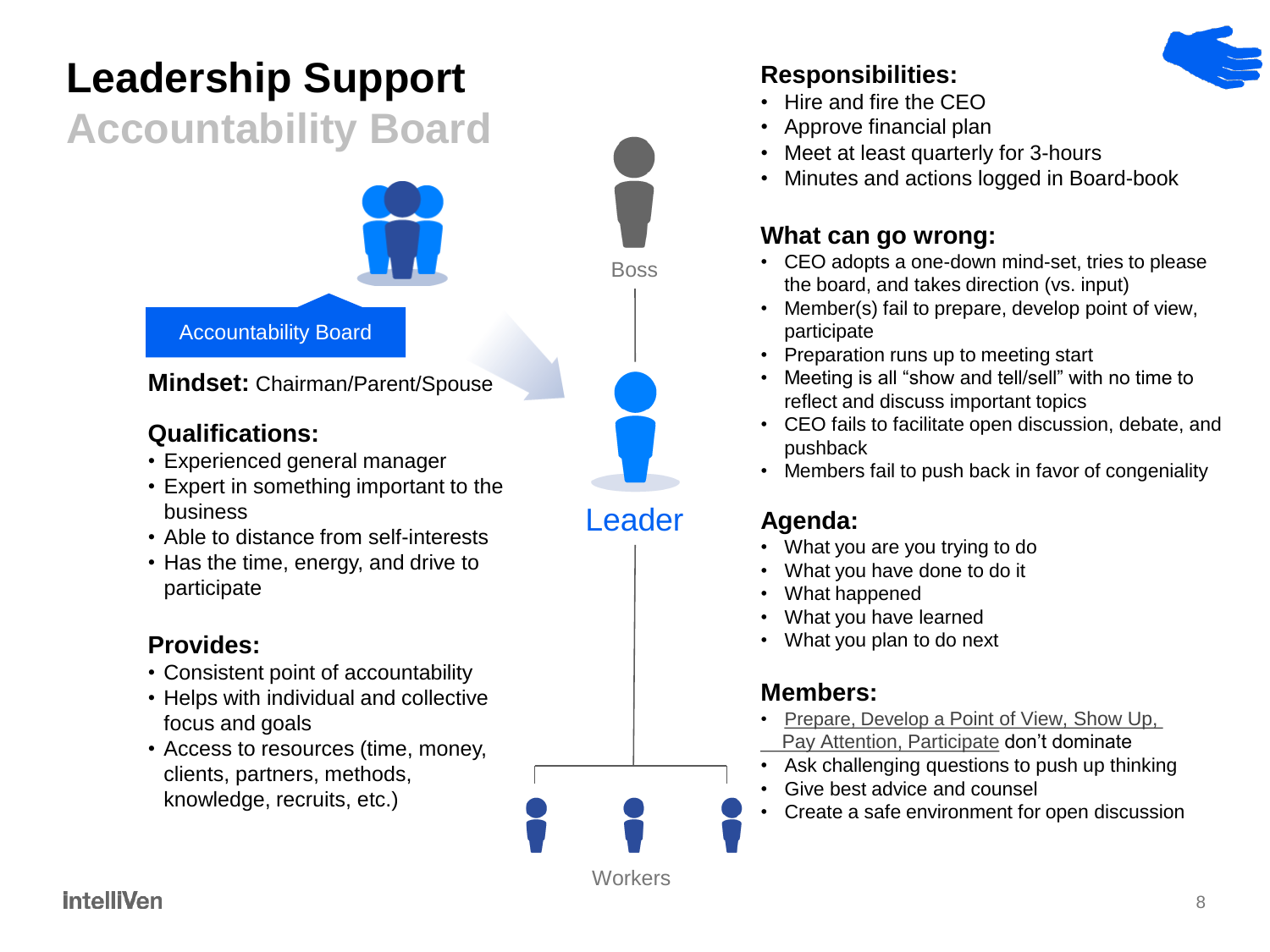# Leadership Support

## Accountability Board

Accountability Board

**Mindset:** Chairman/Parent/Spouse

Boss

Leader

Workers

### Qualifications:

- Experienced general manager
- Expert in something important to the business
- Able to distance from self-interests
- Has the time, energy, and drive to participate

### Provides:

- Consistent point of accountability
- Helps with individual and collective focus and goals
- Access to resources (time, money, clients, partners, methods, knowledge, recruits, etc.)

### Responsibilities:

- Hire and fire the CEO
- Approve financial plan
- Meet at least quarterly for 3-hours
- Minutes and actions logged in Board-book

### What can go wrong:

- CEO adopts a one-down mind-set, tries to please the board, and takes direction (vs. input)
- Member(s) fail to prepare, develop point of view, participate
- Preparation runs up to meeting start
- Meeting is all "show and tell/sell" with no time to reflect and discuss important topics
- CEO fails to facilitate open discussion, debate, and pushback
- Members fail to push back in favor of congeniality

### Agenda:

- What you are you trying to do
- What you have done to do it
- What happened
- What you have learned
- What you plan to do next

### Members:

- Prepare, Develop a Point of View, Show Up, Pay Attention, Participate don't dominate
- Ask challenging questions to push up thinking
- Give best advice and counsel
- Create a safe environment for open discussion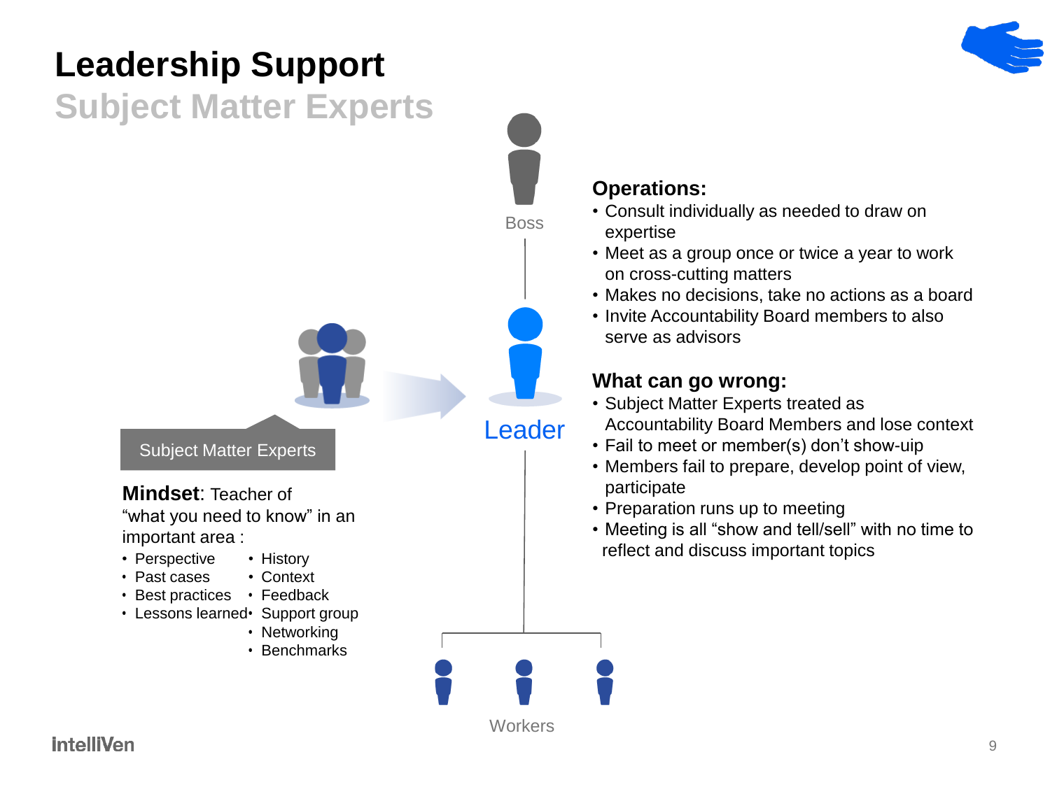# Leadership Support

## Subject Matter Experts

Boss

Leader

Workers

Subject Matter Experts

**Mindset**: Teacher of "what you need to know" in an important area :

- Perspective
- Past cases
- Best practices
- Lessons learned
- History
- Context
- Feedback
- Support group
- Networking
- Benchmarks

### Operations:

- Consult individually as needed to draw on expertise
- Meet as a group once or twice a year to work on cross-cutting matters
- Makes no decisions, take no actions as a board
- Invite Accountability Board members to also serve as advisors

### What can go wrong:

- Subject Matter Experts treated as Accountability Board Members and lose context
- Fail to meet or member(s) don't show-uip
- Members fail to prepare, develop point of view, participate
- Preparation runs up to meeting
- Meeting is all "show and tell/sell" with no time to reflect and discuss important topics

IntelliVen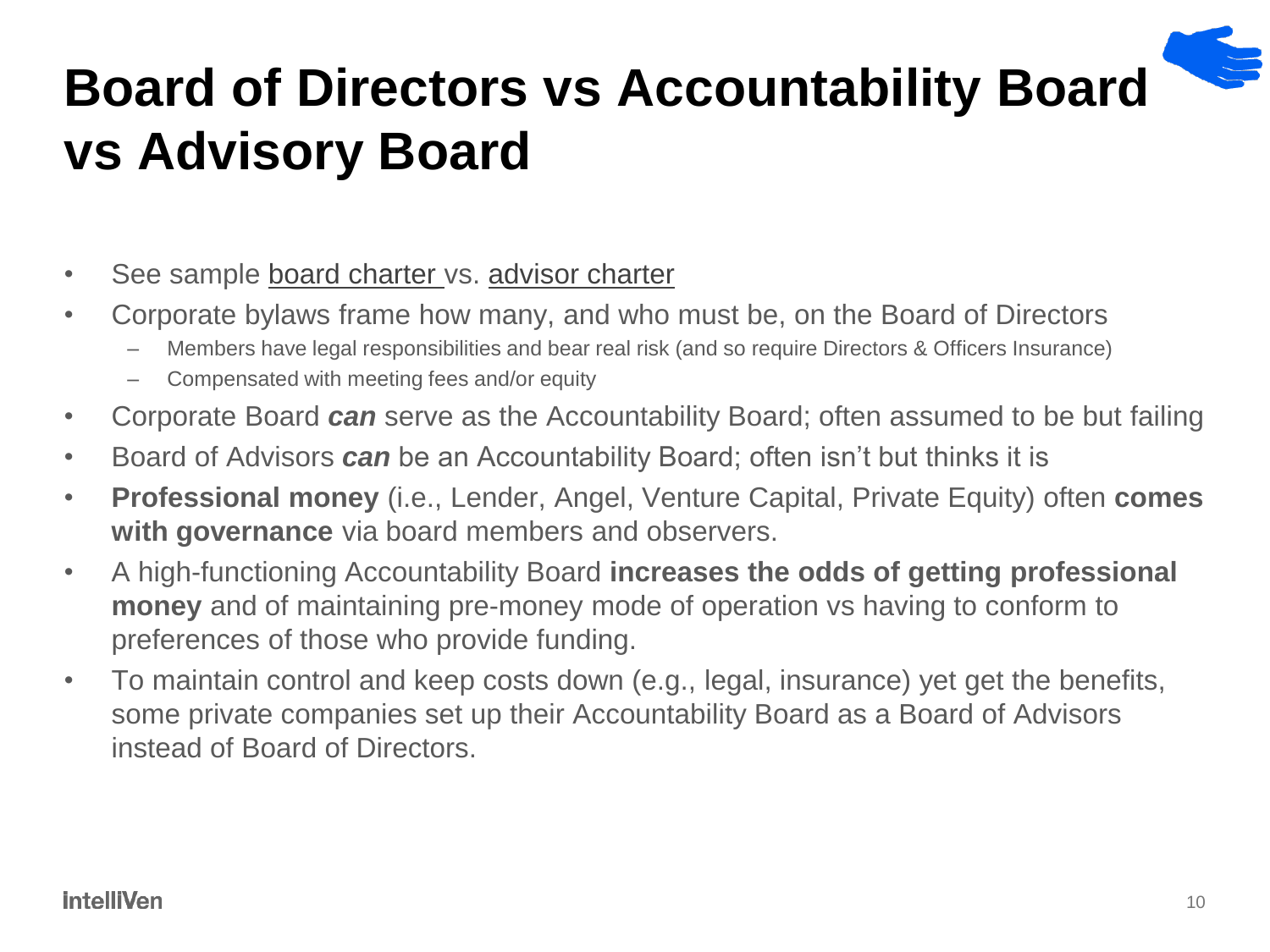# Board of Directors vs Accountability Board vs Advisory Board

- See sample board charter vs. advisor charter
- Corporate bylaws frame how many, and who must be, on the Board of Directors
  - Members have legal responsibilities and bear real risk (and so require Directors & Officers Insurance)
  - Compensated with meeting fees and/or equity
- Corporate Board ***can*** serve as the Accountability Board; often assumed to be but failing
- Board of Advisors ***can*** be an Accountability Board; often isn't but thinks it is
- **Professional money** (i.e., Lender, Angel, Venture Capital, Private Equity) often **comes with governance** via board members and observers.
- A high-functioning Accountability Board **increases the odds of getting professional money** and of maintaining pre-money mode of operation vs having to conform to preferences of those who provide funding.
- To maintain control and keep costs down (e.g., legal, insurance) yet get the benefits, some private companies set up their Accountability Board as a Board of Advisors instead of Board of Directors.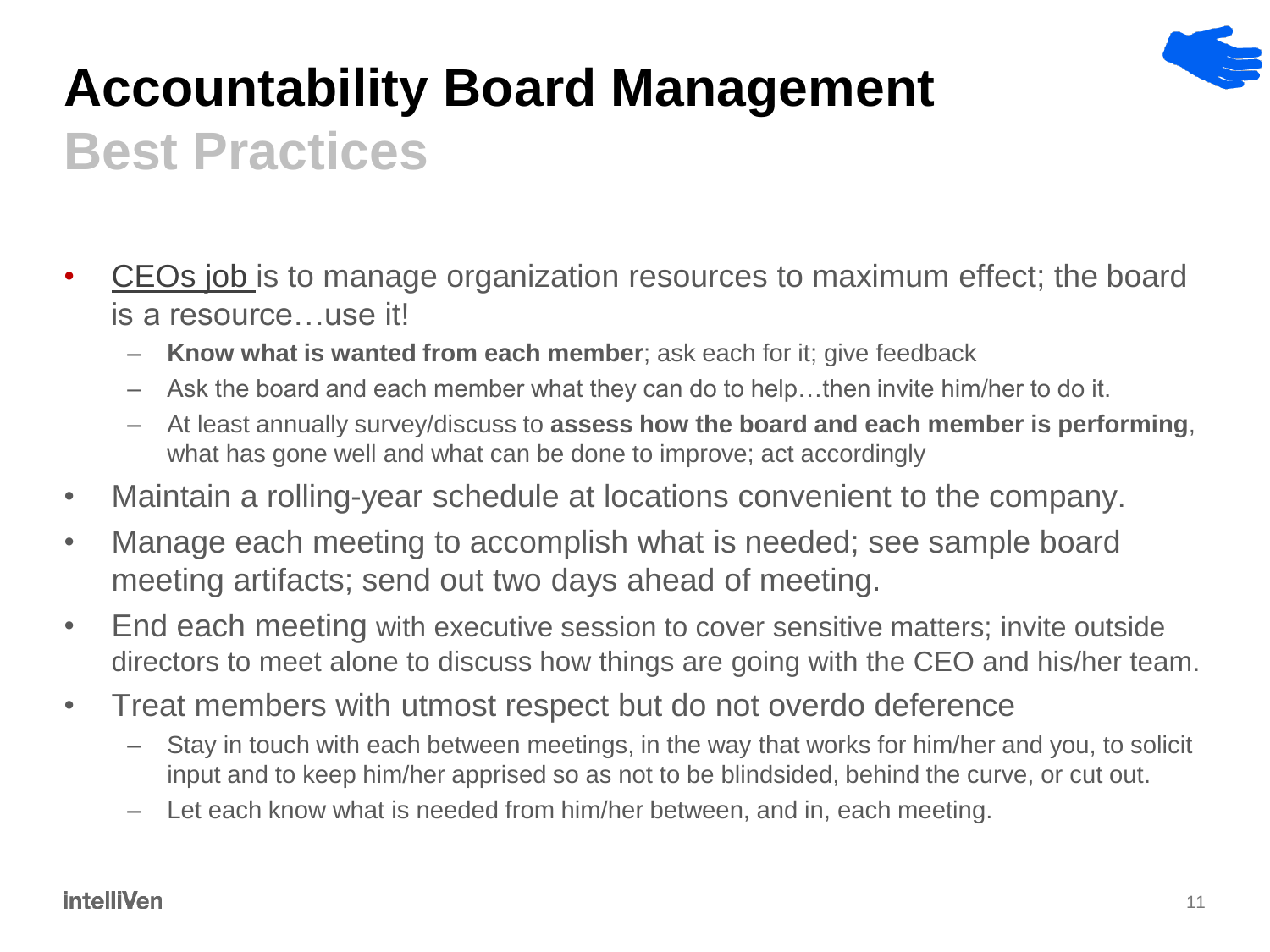# Accountability Board Management

## Best Practices

- CEOs job is to manage organization resources to maximum effect; the board is a resource…use it!
  - **Know what is wanted from each member**; ask each for it; give feedback
  - Ask the board and each member what they can do to help…then invite him/her to do it.
  - At least annually survey/discuss to **assess how the board and each member is performing**, what has gone well and what can be done to improve; act accordingly
- Maintain a rolling-year schedule at locations convenient to the company.
- Manage each meeting to accomplish what is needed; see sample board meeting artifacts; send out two days ahead of meeting.
- End each meeting with executive session to cover sensitive matters; invite outside directors to meet alone to discuss how things are going with the CEO and his/her team.
- Treat members with utmost respect but do not overdo deference
  - Stay in touch with each between meetings, in the way that works for him/her and you, to solicit input and to keep him/her apprised so as not to be blindsided, behind the curve, or cut out.
  - Let each know what is needed from him/her between, and in, each meeting.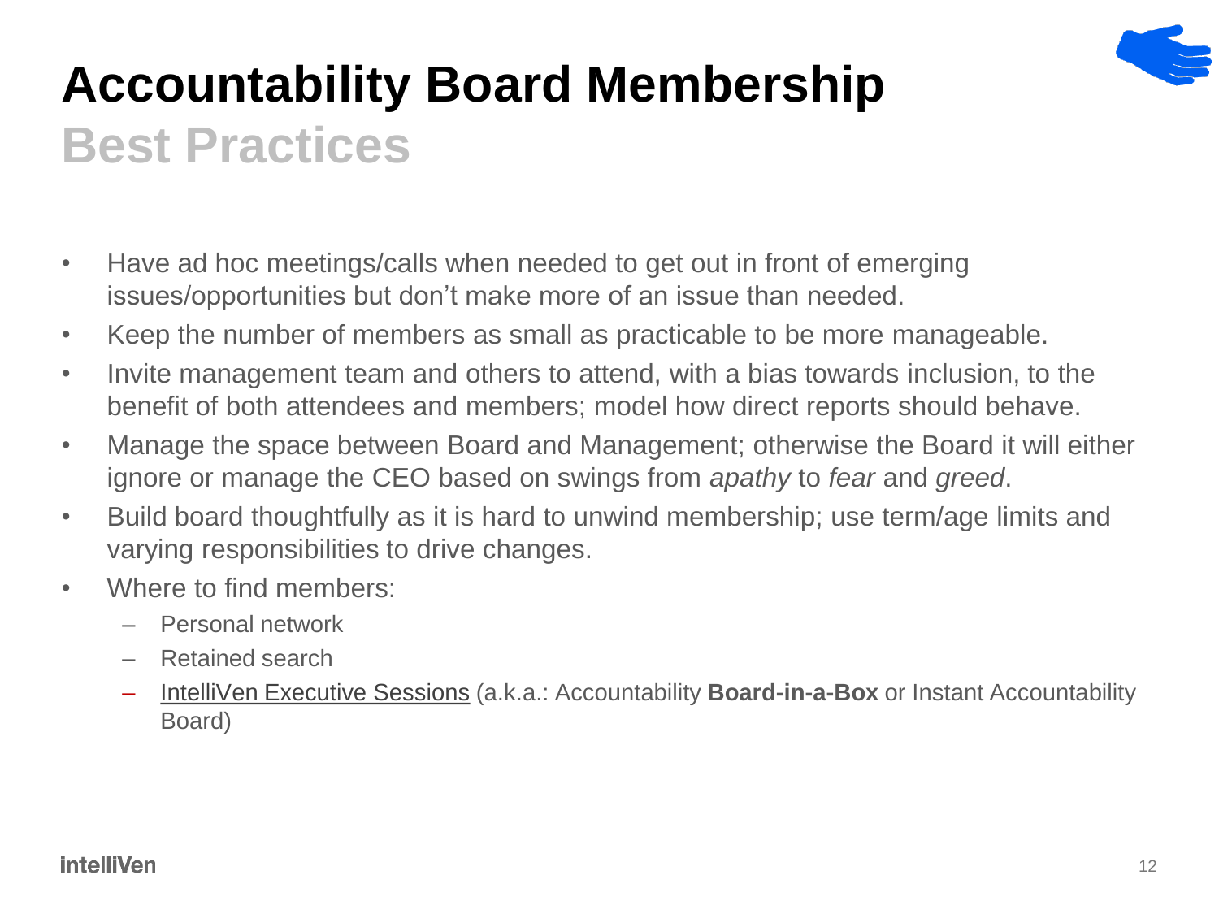# Accountability Board Membership

## Best Practices

- Have ad hoc meetings/calls when needed to get out in front of emerging issues/opportunities but don't make more of an issue than needed.
- Keep the number of members as small as practicable to be more manageable.
- Invite management team and others to attend, with a bias towards inclusion, to the benefit of both attendees and members; model how direct reports should behave.
- Manage the space between Board and Management; otherwise the Board it will either ignore or manage the CEO based on swings from *apathy* to *fear* and *greed*.
- Build board thoughtfully as it is hard to unwind membership; use term/age limits and varying responsibilities to drive changes.
- Where to find members:
  - Personal network
  - Retained search
  - IntelliVen Executive Sessions (a.k.a.: Accountability **Board-in-a-Box** or Instant Accountability Board)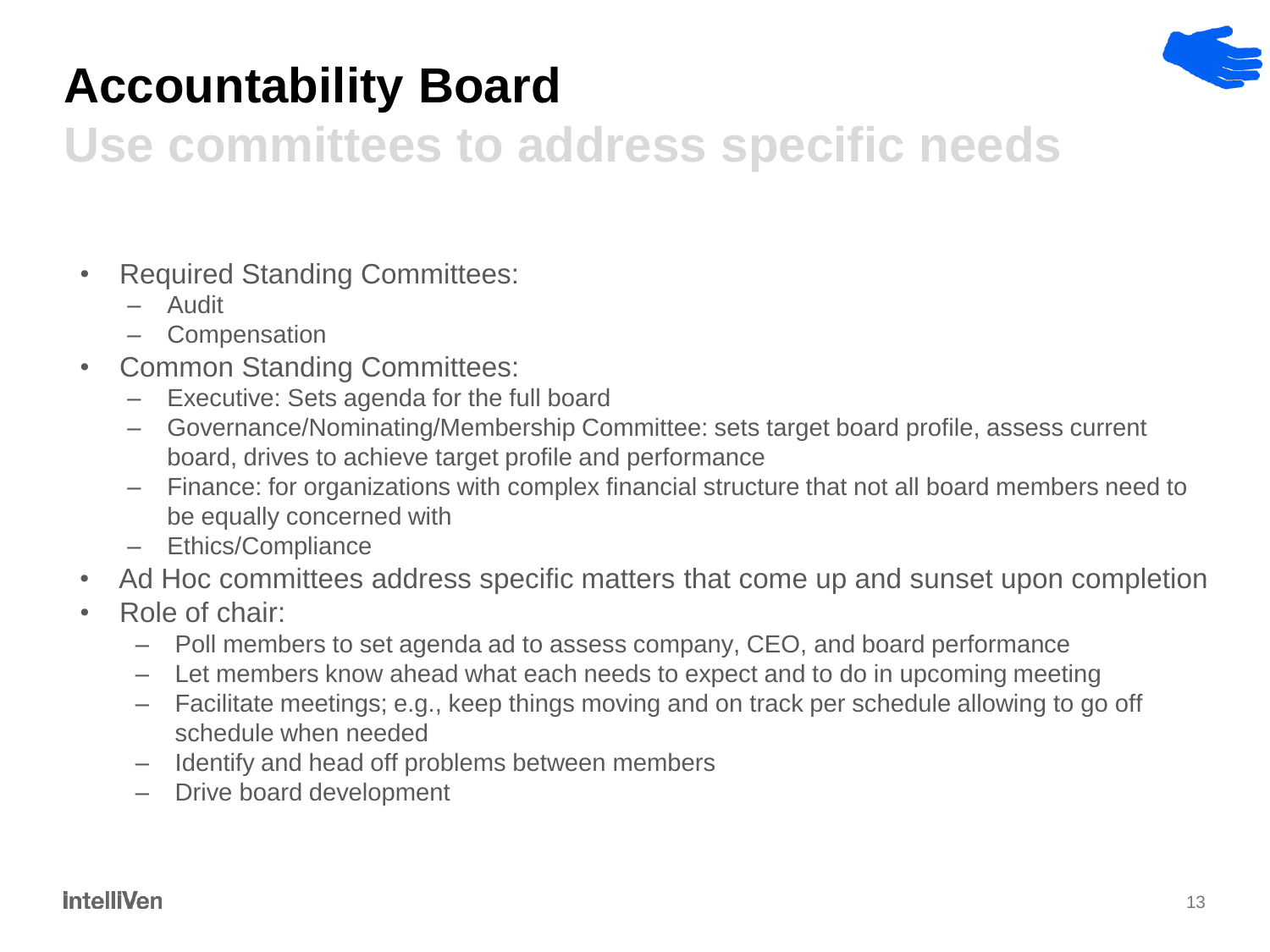# Accountability Board

## Use committees to address specific needs

- Required Standing Committees:
  - Audit
  - Compensation
- Common Standing Committees:
  - Executive: Sets agenda for the full board
  - Governance/Nominating/Membership Committee: sets target board profile, assess current board, drives to achieve target profile and performance
  - Finance: for organizations with complex financial structure that not all board members need to be equally concerned with
  - Ethics/Compliance
- Ad Hoc committees address specific matters that come up and sunset upon completion
- Role of chair:
  - Poll members to set agenda ad to assess company, CEO, and board performance
  - Let members know ahead what each needs to expect and to do in upcoming meeting
  - Facilitate meetings; e.g., keep things moving and on track per schedule allowing to go off schedule when needed
  - Identify and head off problems between members
  - Drive board development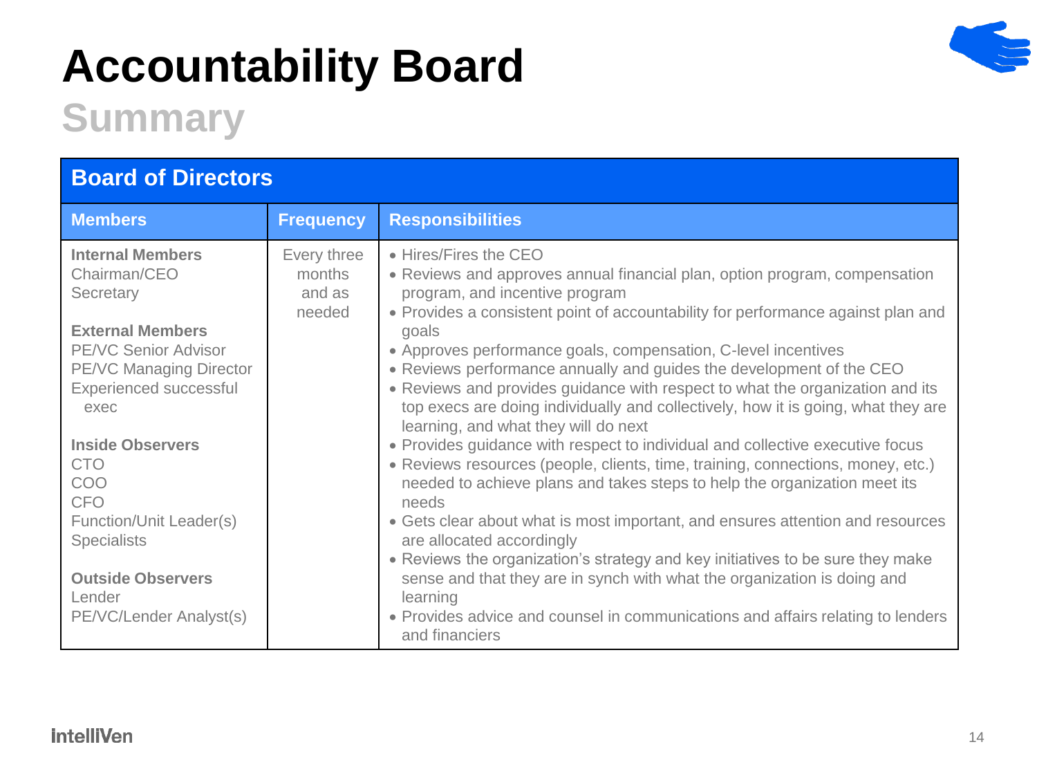# Accountability Board

## Summary

| Board of Directors | | |
|---|---|---|
| **Members** | **Frequency** | **Responsibilities** |
| **Internal Members**<br>Chairman/CEO<br>Secretary<br><br>**External Members**<br>PE/VC Senior Advisor<br>PE/VC Managing Director<br>Experienced successful exec<br><br>**Inside Observers**<br>CTO<br>COO<br>CFO<br>Function/Unit Leader(s)<br>Specialists<br><br>**Outside Observers**<br>Lender<br>PE/VC/Lender Analyst(s) | Every three months and as needed | • Hires/Fires the CEO<br>• Reviews and approves annual financial plan, option program, compensation program, and incentive program<br>• Provides a consistent point of accountability for performance against plan and goals<br>• Approves performance goals, compensation, C-level incentives<br>• Reviews performance annually and guides the development of the CEO<br>• Reviews and provides guidance with respect to what the organization and its top execs are doing individually and collectively, how it is going, what they are learning, and what they will do next<br>• Provides guidance with respect to individual and collective executive focus<br>• Reviews resources (people, clients, time, training, connections, money, etc.) needed to achieve plans and takes steps to help the organization meet its needs<br>• Gets clear about what is most important, and ensures attention and resources are allocated accordingly<br>• Reviews the organization's strategy and key initiatives to be sure they make sense and that they are in synch with what the organization is doing and learning<br>• Provides advice and counsel in communications and affairs relating to lenders and financiers |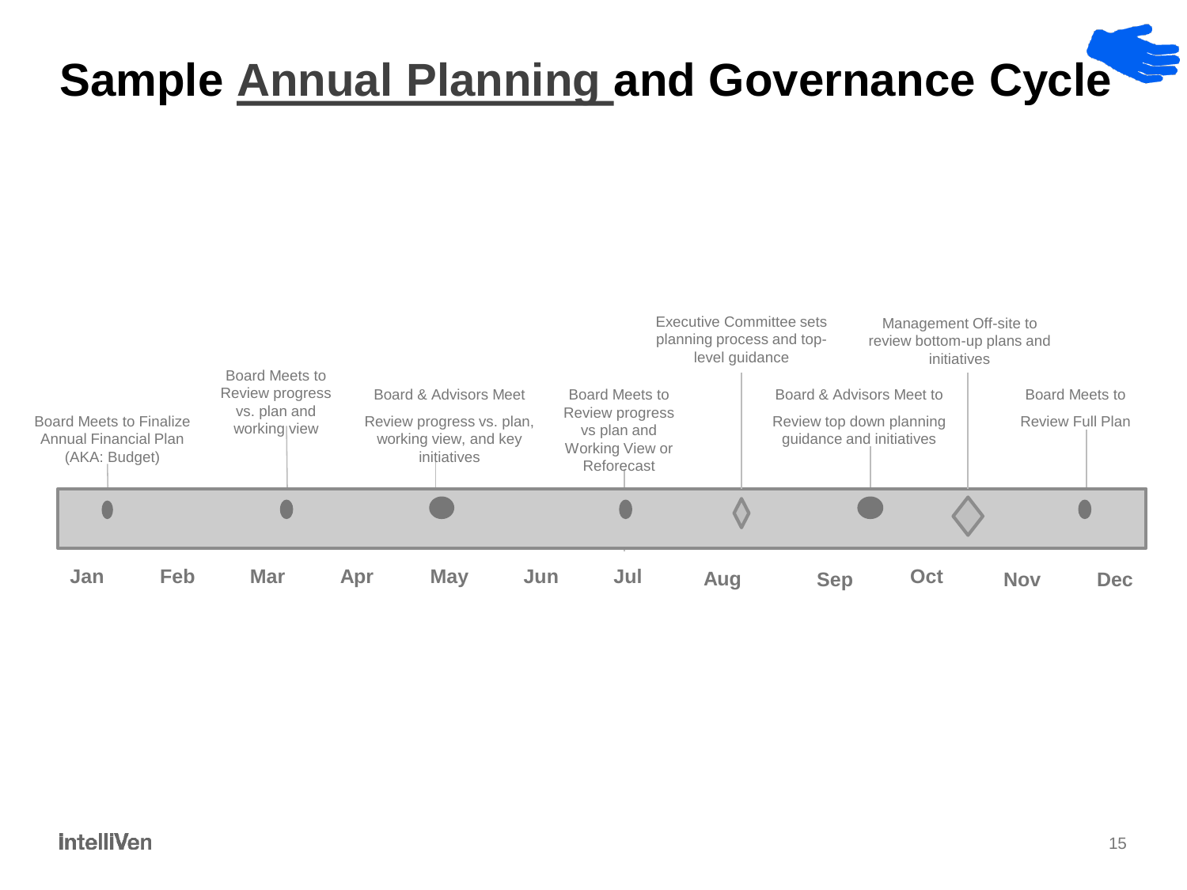# Sample Annual Planning and Governance Cycle

- **Jan** — Board Meets to Finalize Annual Financial Plan (AKA: Budget)
- **Mar** — Board Meets to Review progress vs. plan and working view
- **May** — Board & Advisors Meet: Review progress vs. plan, working view, and key initiatives
- **Jul** — Board Meets to Review progress vs plan and Working View or Reforecast
- **Aug** — Executive Committee sets planning process and top-level guidance
- **Sep** — Board & Advisors Meet to: Review top down planning guidance and initiatives
- **Oct** — Management Off-site to review bottom-up plans and initiatives
- **Dec** — Board Meets to: Review Full Plan

Jan | Feb | Mar | Apr | May | Jun | Jul | Aug | Sep | Oct | Nov | Dec

IntelliVen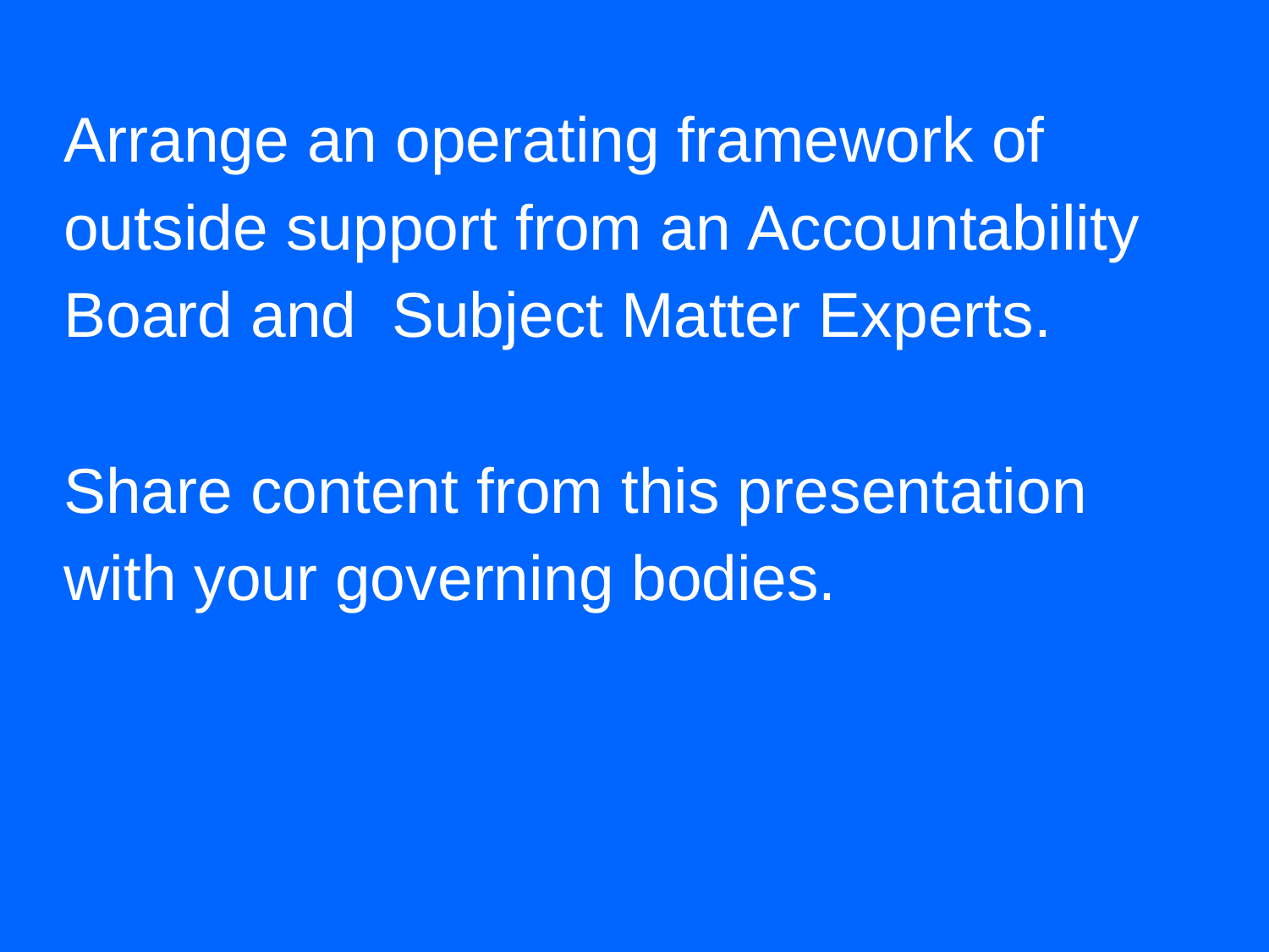Arrange an operating framework of outside support from an Accountability Board and Subject Matter Experts.

Share content from this presentation with your governing bodies.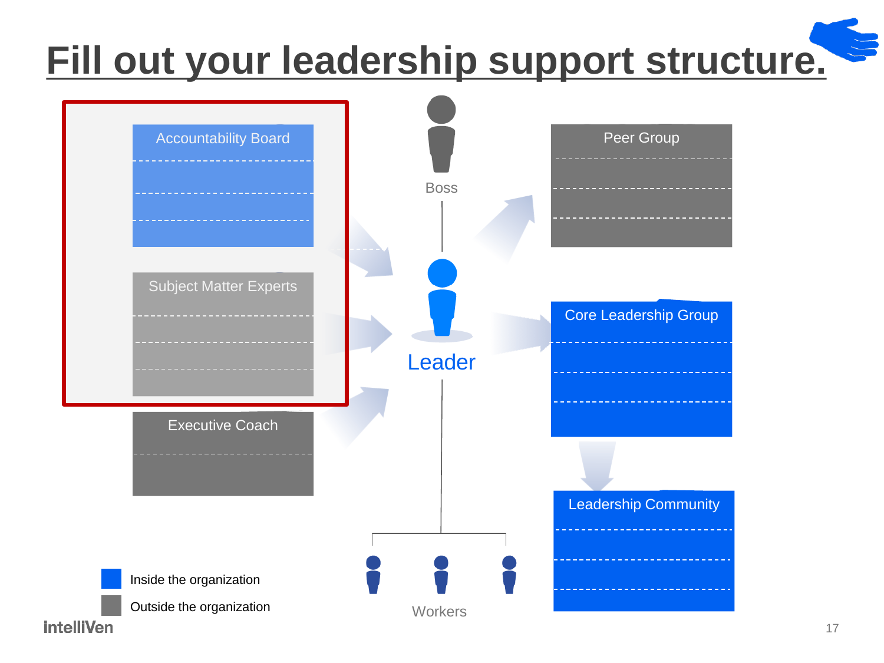# Fill out your leadership support structure.

Accountability Board

Subject Matter Experts

Executive Coach

Boss

Leader

Workers

Peer Group

Core Leadership Group

Leadership Community

Inside the organization

Outside the organization

intelliVen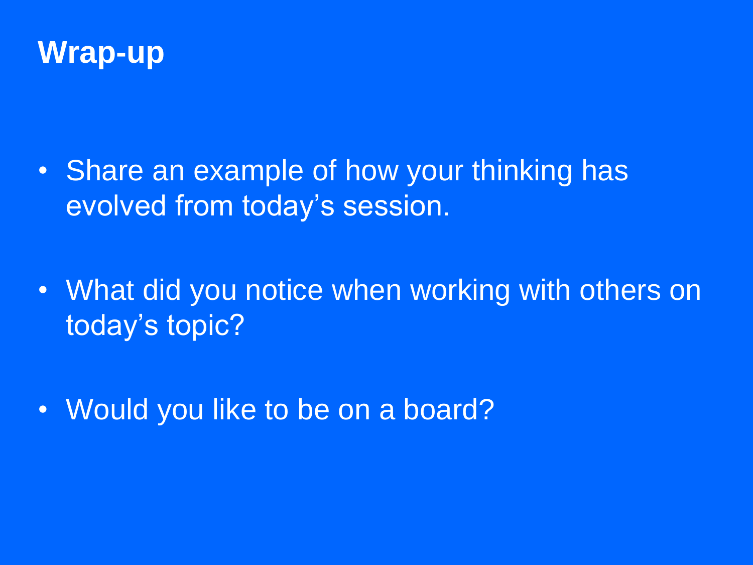# Wrap-up

- Share an example of how your thinking has evolved from today's session.
- What did you notice when working with others on today's topic?
- Would you like to be on a board?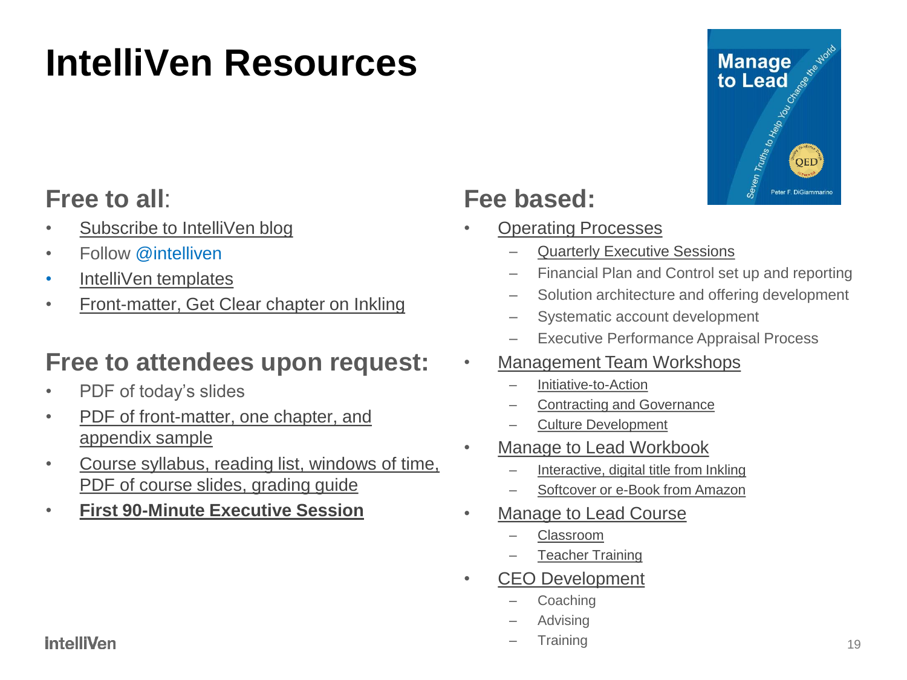# IntelliVen Resources

## Free to all:

- Subscribe to IntelliVen blog
- Follow @intelliven
- IntelliVen templates
- Front-matter, Get Clear chapter on Inkling

## Free to attendees upon request:

- PDF of today's slides
- PDF of front-matter, one chapter, and appendix sample
- Course syllabus, reading list, windows of time, PDF of course slides, grading guide
- **First 90-Minute Executive Session**

## Fee based:

- Operating Processes
  - Quarterly Executive Sessions
  - Financial Plan and Control set up and reporting
  - Solution architecture and offering development
  - Systematic account development
  - Executive Performance Appraisal Process
- Management Team Workshops
  - Initiative-to-Action
  - Contracting and Governance
  - Culture Development
- Manage to Lead Workbook
  - Interactive, digital title from Inkling
  - Softcover or e-Book from Amazon
- Manage to Lead Course
  - Classroom
  - Teacher Training
- CEO Development
  - Coaching
  - Advising
  - Training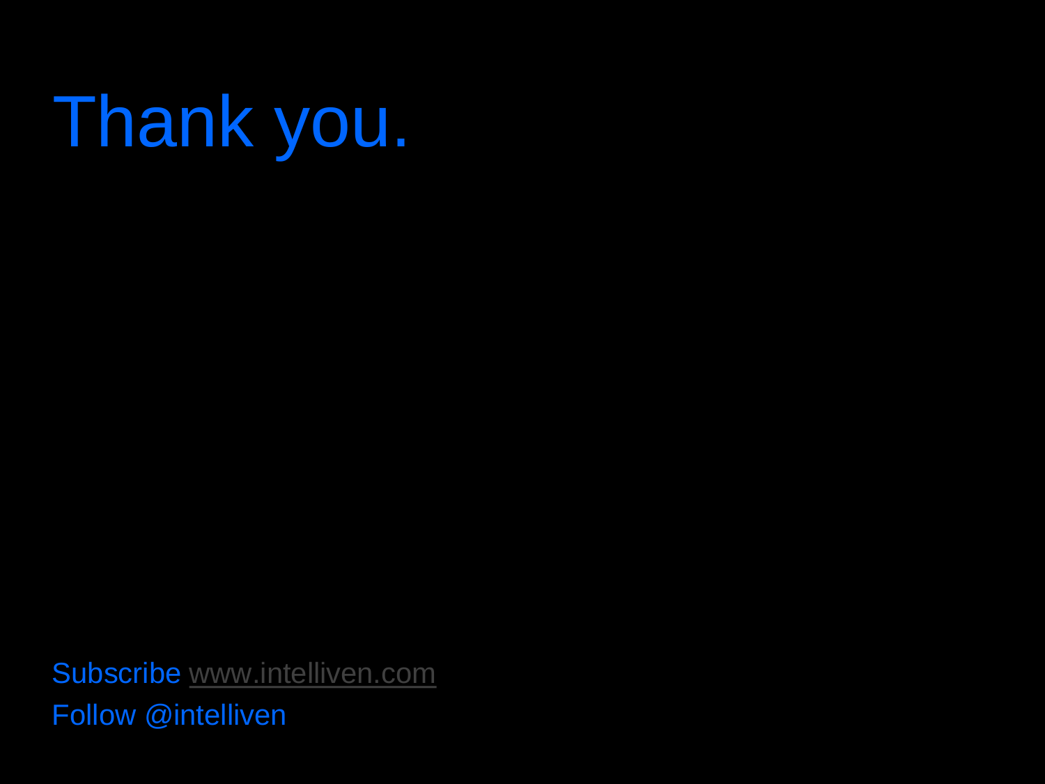# Thank you.

Subscribe www.intelliven.com

Follow @intelliven